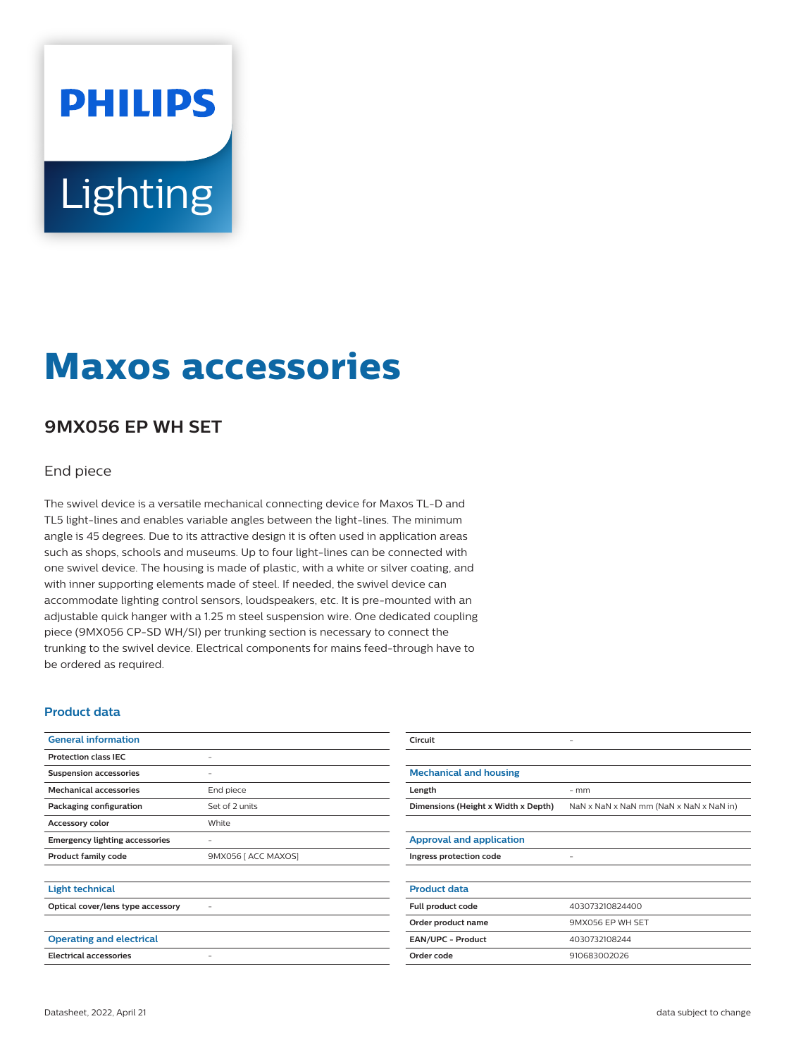PHILIPS

Lighting

# Maxos accessories

## 9MX056 EP WH SET

End piece

The swivel device is a versatile mechanical connecting device for Maxos TL-D and TL5 light-lines and enables variable angles between the light-lines. The minimum angle is 45 degrees. Due to its attractive design it is often used in application areas such as shops, schools and museums. Up to four light-lines can be connected with one swivel device. The housing is made of plastic, with a white or silver coating, and with inner supporting elements made of steel. If needed, the swivel device can accommodate lighting control sensors, loudspeakers, etc. It is pre-mounted with an adjustable quick hanger with a 1.25 m steel suspension wire. One dedicated coupling piece (9MX056 CP-SD WH/SI) per trunking section is necessary to connect the trunking to the swivel device. Electrical components for mains feed-through have to be ordered as required.

### Product data

| General information | |
|---|---|
| Protection class IEC | - |
| Suspension accessories | - |
| Mechanical accessories | End piece |
| Packaging configuration | Set of 2 units |
| Accessory color | White |
| Emergency lighting accessories | - |
| Product family code | 9MX056 [ ACC MAXOS] |

| Light technical | |
|---|---|
| Optical cover/lens type accessory | - |

| Operating and electrical | |
|---|---|
| Electrical accessories | - |
| Circuit | - |

| Mechanical and housing | |
|---|---|
| Length | - mm |
| Dimensions (Height x Width x Depth) | NaN x NaN x NaN mm (NaN x NaN x NaN in) |

| Approval and application | |
|---|---|
| Ingress protection code | - |

| Product data | |
|---|---|
| Full product code | 403073210824400 |
| Order product name | 9MX056 EP WH SET |
| EAN/UPC - Product | 4030732108244 |
| Order code | 910683002026 |

Datasheet, 2022, April 21

data subject to change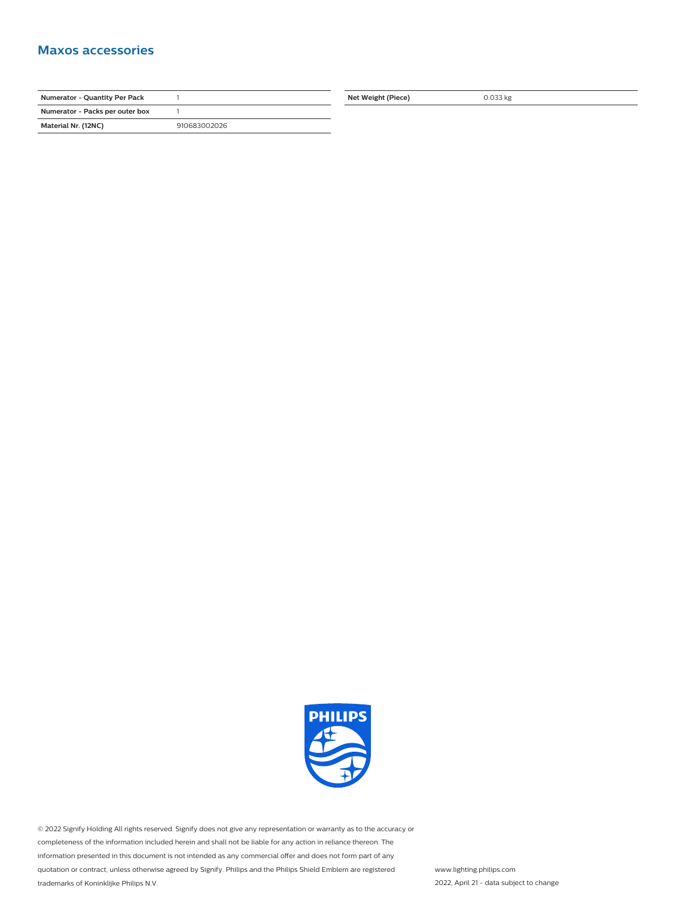## Maxos accessories

| | |
|---|---|
| **Numerator - Quantity Per Pack** | 1 |
| **Numerator - Packs per outer box** | 1 |
| **Material Nr. (12NC)** | 910683002026 |

| | |
|---|---|
| **Net Weight (Piece)** | 0.033 kg |

© 2022 Signify Holding All rights reserved. Signify does not give any representation or warranty as to the accuracy or completeness of the information included herein and shall not be liable for any action in reliance thereon. The information presented in this document is not intended as any commercial offer and does not form part of any quotation or contract, unless otherwise agreed by Signify. Philips and the Philips Shield Emblem are registered trademarks of Koninklijke Philips N.V.

www.lighting.philips.com

2022, April 21 - data subject to change